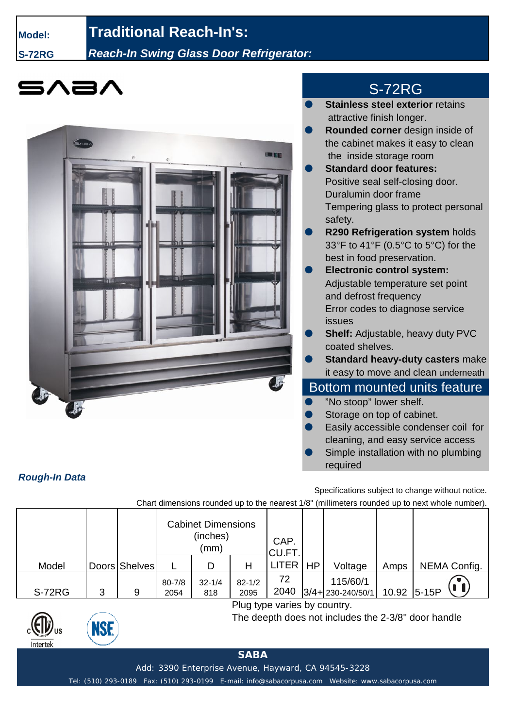**Model:** **S-72RG**

# Traditional Reach-In's:

***Reach-In Swing Glass Door Refrigerator:***

SABA

## S-72RG

- **Stainless steel exterior** retains attractive finish longer.
- **Rounded corner** design inside of the cabinet makes it easy to clean the inside storage room
- **Standard door features:** Positive seal self-closing door. Duralumin door frame Tempering glass to protect personal safety.
- **R290 Refrigeration system** holds 33°F to 41°F (0.5°C to 5°C) for the best in food preservation.
- **Electronic control system:** Adjustable temperature set point and defrost frequency Error codes to diagnose service issues
- **Shelf:** Adjustable, heavy duty PVC coated shelves.
- **Standard heavy-duty casters** make it easy to move and clean underneath

## Bottom mounted units feature

- "No stoop" lower shelf.
- Storage on top of cabinet.
- Easily accessible condenser coil for cleaning, and easy service access
- Simple installation with no plumbing required

***Rough-In Data***

Specifications subject to change without notice.

Chart dimensions rounded up to the nearest 1/8" (millimeters rounded up to next whole number).

| Model | Doors | Shelves | Cabinet Dimensions (inches) (mm) | | | CAP. CU.FT. LITER | HP | Voltage | Amps | NEMA Config. |
|---|---|---|---|---|---|---|---|---|---|---|
| | | | L | D | H | | | | | |
| S-72RG | 3 | 9 | 80-7/8 2054 | 32-1/4 818 | 82-1/2 2095 | 72 2040 | 3/4+ | 115/60/1 230-240/50/1 | 10.92 | 5-15P |

Plug type varies by country.

The deepth does not includes the 2-3/8" door handle

**SABA**

Add: 3390 Enterprise Avenue, Hayward, CA 94545-3228

Tel: (510) 293-0189 Fax: (510) 293-0199 E-mail: info@sabacorpusa.com Website: www.sabacorpusa.com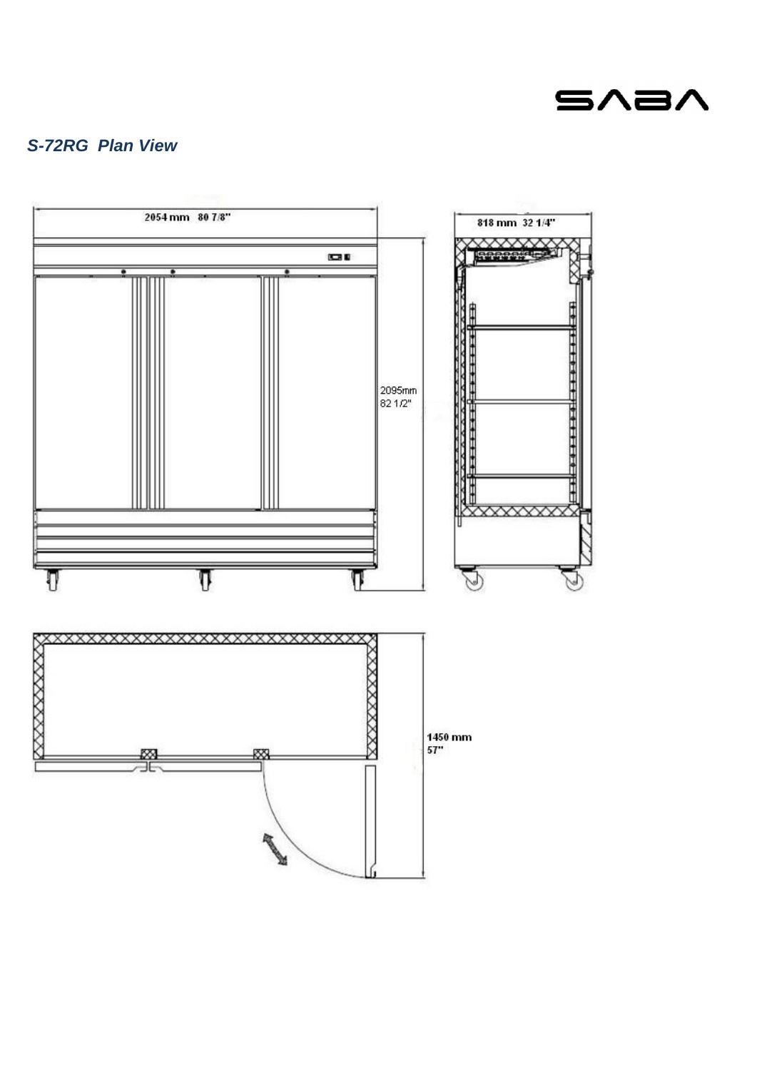*S-72RG  Plan View*

2054 mm  80 7/8"

818 mm  32 1/4"

2095mm
82 1/2"

1450 mm
57"